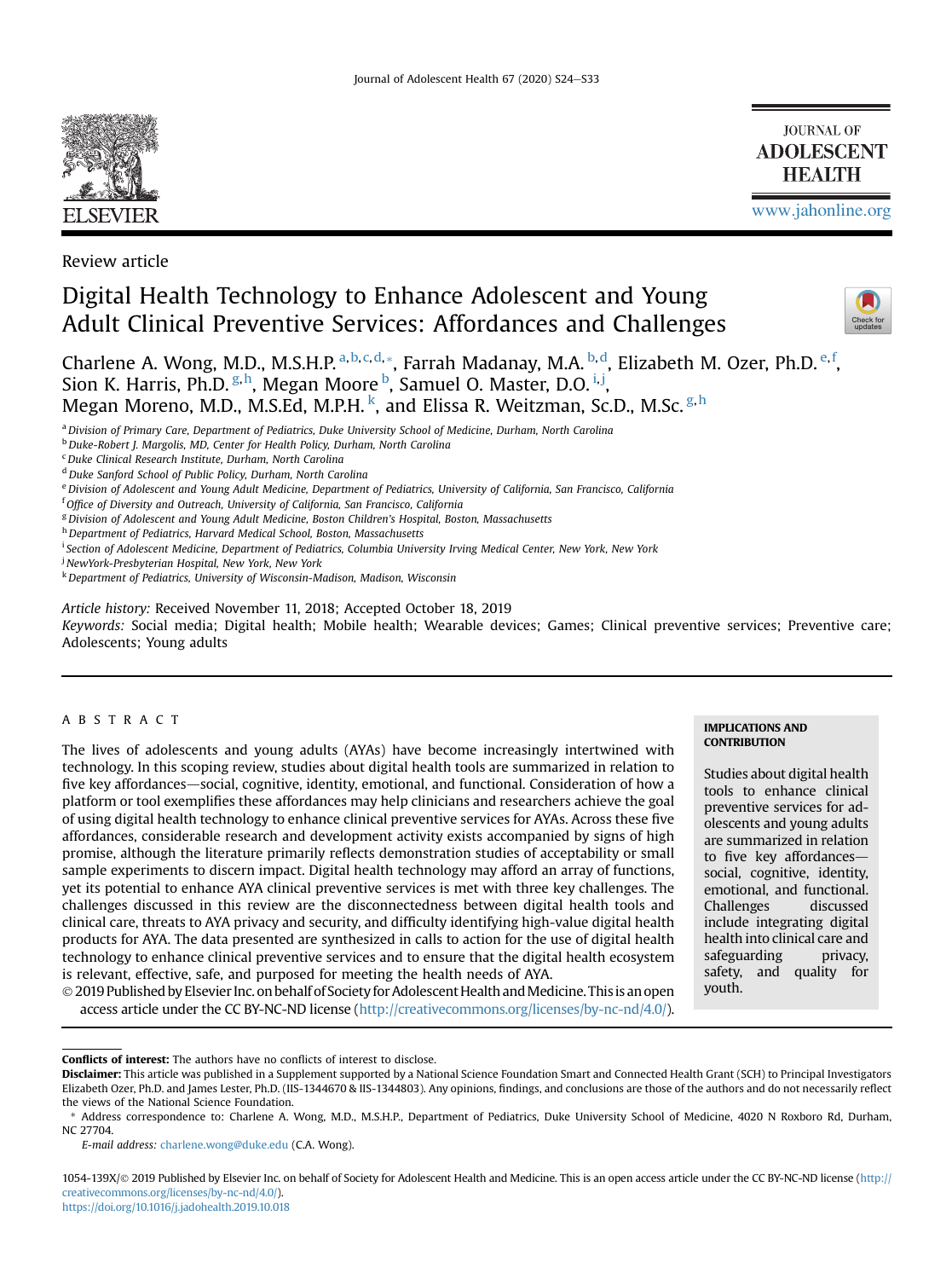Review article

# Digital Health Technology to Enhance Adolescent and Young Adult Clinical Preventive Services: Affordances and Challenges

Charlene A. Wong, M.D., M.S.H.P.[a,b,c,d,*], Farrah Madanay, M.A.[b,d], Elizabeth M. Ozer, Ph.D.[e,f], Sion K. Harris, Ph.D.[g,h], Megan Moore[b], Samuel O. Master, D.O.[i,j], Megan Moreno, M.D., M.S.Ed, M.P.H.[k], and Elissa R. Weitzman, Sc.D., M.Sc.[g,h]

[a] *Division of Primary Care, Department of Pediatrics, Duke University School of Medicine, Durham, North Carolina*
[b] *Duke-Robert J. Margolis, MD, Center for Health Policy, Durham, North Carolina*
[c] *Duke Clinical Research Institute, Durham, North Carolina*
[d] *Duke Sanford School of Public Policy, Durham, North Carolina*
[e] *Division of Adolescent and Young Adult Medicine, Department of Pediatrics, University of California, San Francisco, California*
[f] *Office of Diversity and Outreach, University of California, San Francisco, California*
[g] *Division of Adolescent and Young Adult Medicine, Boston Children's Hospital, Boston, Massachusetts*
[h] *Department of Pediatrics, Harvard Medical School, Boston, Massachusetts*
[i] *Section of Adolescent Medicine, Department of Pediatrics, Columbia University Irving Medical Center, New York, New York*
[j] *NewYork-Presbyterian Hospital, New York, New York*
[k] *Department of Pediatrics, University of Wisconsin-Madison, Madison, Wisconsin*

*Article history:* Received November 11, 2018; Accepted October 18, 2019

*Keywords:* Social media; Digital health; Mobile health; Wearable devices; Games; Clinical preventive services; Preventive care; Adolescents; Young adults

## ABSTRACT

The lives of adolescents and young adults (AYAs) have become increasingly intertwined with technology. In this scoping review, studies about digital health tools are summarized in relation to five key affordances—social, cognitive, identity, emotional, and functional. Consideration of how a platform or tool exemplifies these affordances may help clinicians and researchers achieve the goal of using digital health technology to enhance clinical preventive services for AYAs. Across these five affordances, considerable research and development activity exists accompanied by signs of high promise, although the literature primarily reflects demonstration studies of acceptability or small sample experiments to discern impact. Digital health technology may afford an array of functions, yet its potential to enhance AYA clinical preventive services is met with three key challenges. The challenges discussed in this review are the disconnectedness between digital health tools and clinical care, threats to AYA privacy and security, and difficulty identifying high-value digital health products for AYA. The data presented are synthesized in calls to action for the use of digital health technology to enhance clinical preventive services and to ensure that the digital health ecosystem is relevant, effective, safe, and purposed for meeting the health needs of AYA.

© 2019 Published by Elsevier Inc. on behalf of Society for Adolescent Health and Medicine. This is an open access article under the CC BY-NC-ND license (http://creativecommons.org/licenses/by-nc-nd/4.0/).

**IMPLICATIONS AND CONTRIBUTION**

Studies about digital health tools to enhance clinical preventive services for adolescents and young adults are summarized in relation to five key affordances—social, cognitive, identity, emotional, and functional. Challenges discussed include integrating digital health into clinical care and safeguarding privacy, safety, and quality for youth.

**Conflicts of interest:** The authors have no conflicts of interest to disclose.

**Disclaimer:** This article was published in a Supplement supported by a National Science Foundation Smart and Connected Health Grant (SCH) to Principal Investigators Elizabeth Ozer, Ph.D. and James Lester, Ph.D. (IIS-1344670 & IIS-1344803). Any opinions, findings, and conclusions are those of the authors and do not necessarily reflect the views of the National Science Foundation.

\* Address correspondence to: Charlene A. Wong, M.D., M.S.H.P., Department of Pediatrics, Duke University School of Medicine, 4020 N Roxboro Rd, Durham, NC 27704.

*E-mail address:* charlene.wong@duke.edu (C.A. Wong).

1054-139X/© 2019 Published by Elsevier Inc. on behalf of Society for Adolescent Health and Medicine. This is an open access article under the CC BY-NC-ND license (http://creativecommons.org/licenses/by-nc-nd/4.0/).
https://doi.org/10.1016/j.jadohealth.2019.10.018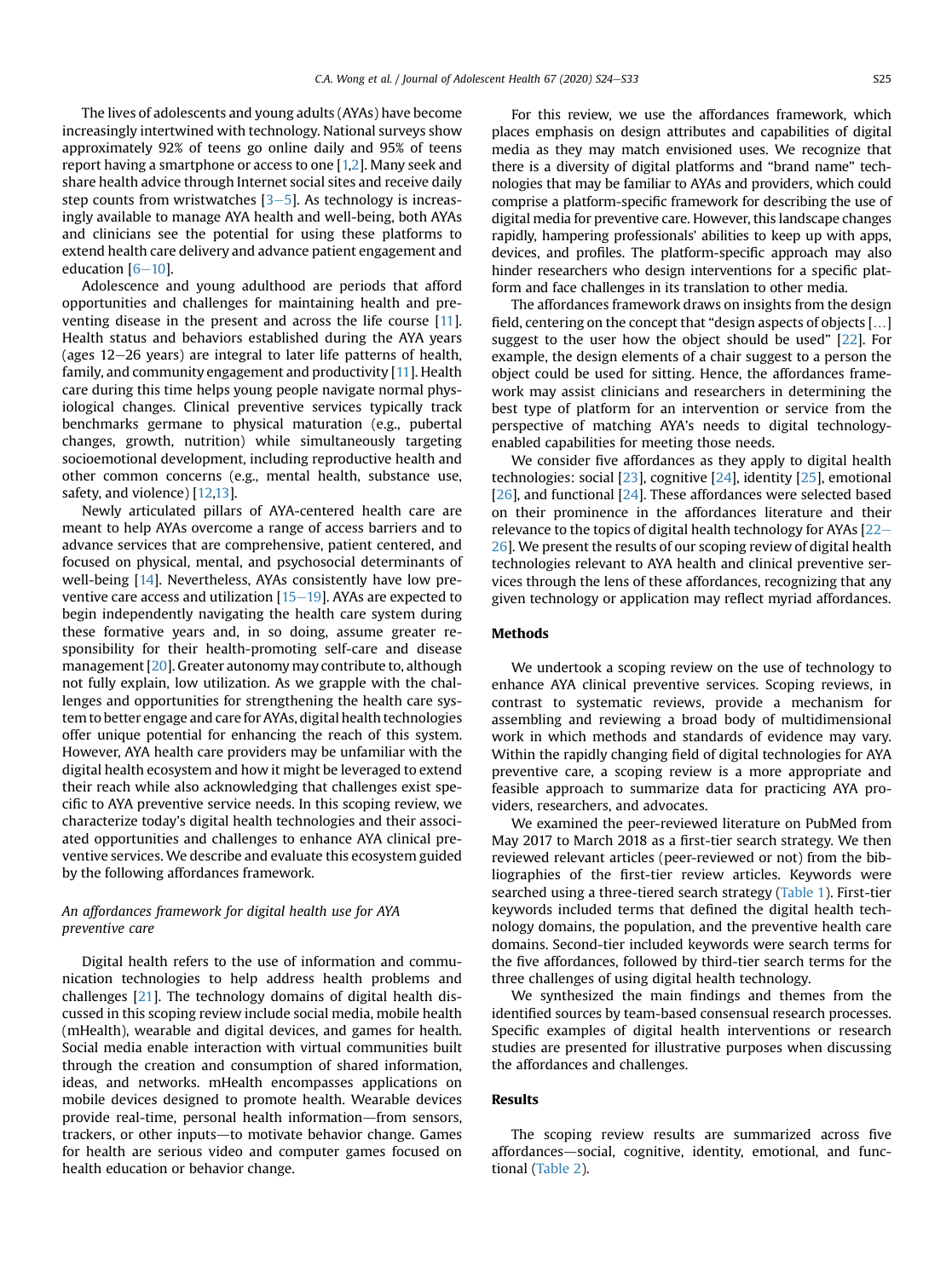The lives of adolescents and young adults (AYAs) have become increasingly intertwined with technology. National surveys show approximately 92% of teens go online daily and 95% of teens report having a smartphone or access to one [1,2]. Many seek and share health advice through Internet social sites and receive daily step counts from wristwatches [3–5]. As technology is increasingly available to manage AYA health and well-being, both AYAs and clinicians see the potential for using these platforms to extend health care delivery and advance patient engagement and education [6–10].

Adolescence and young adulthood are periods that afford opportunities and challenges for maintaining health and preventing disease in the present and across the life course [11]. Health status and behaviors established during the AYA years (ages 12–26 years) are integral to later life patterns of health, family, and community engagement and productivity [11]. Health care during this time helps young people navigate normal physiological changes. Clinical preventive services typically track benchmarks germane to physical maturation (e.g., pubertal changes, growth, nutrition) while simultaneously targeting socioemotional development, including reproductive health and other common concerns (e.g., mental health, substance use, safety, and violence) [12,13].

Newly articulated pillars of AYA-centered health care are meant to help AYAs overcome a range of access barriers and to advance services that are comprehensive, patient centered, and focused on physical, mental, and psychosocial determinants of well-being [14]. Nevertheless, AYAs consistently have low preventive care access and utilization [15–19]. AYAs are expected to begin independently navigating the health care system during these formative years and, in so doing, assume greater responsibility for their health-promoting self-care and disease management [20]. Greater autonomy may contribute to, although not fully explain, low utilization. As we grapple with the challenges and opportunities for strengthening the health care system to better engage and care for AYAs, digital health technologies offer unique potential for enhancing the reach of this system. However, AYA health care providers may be unfamiliar with the digital health ecosystem and how it might be leveraged to extend their reach while also acknowledging that challenges exist specific to AYA preventive service needs. In this scoping review, we characterize today's digital health technologies and their associated opportunities and challenges to enhance AYA clinical preventive services. We describe and evaluate this ecosystem guided by the following affordances framework.

### *An affordances framework for digital health use for AYA preventive care*

Digital health refers to the use of information and communication technologies to help address health problems and challenges [21]. The technology domains of digital health discussed in this scoping review include social media, mobile health (mHealth), wearable and digital devices, and games for health. Social media enable interaction with virtual communities built through the creation and consumption of shared information, ideas, and networks. mHealth encompasses applications on mobile devices designed to promote health. Wearable devices provide real-time, personal health information—from sensors, trackers, or other inputs—to motivate behavior change. Games for health are serious video and computer games focused on health education or behavior change.

For this review, we use the affordances framework, which places emphasis on design attributes and capabilities of digital media as they may match envisioned uses. We recognize that there is a diversity of digital platforms and "brand name" technologies that may be familiar to AYAs and providers, which could comprise a platform-specific framework for describing the use of digital media for preventive care. However, this landscape changes rapidly, hampering professionals' abilities to keep up with apps, devices, and profiles. The platform-specific approach may also hinder researchers who design interventions for a specific platform and face challenges in its translation to other media.

The affordances framework draws on insights from the design field, centering on the concept that "design aspects of objects [...] suggest to the user how the object should be used" [22]. For example, the design elements of a chair suggest to a person the object could be used for sitting. Hence, the affordances framework may assist clinicians and researchers in determining the best type of platform for an intervention or service from the perspective of matching AYA's needs to digital technology-enabled capabilities for meeting those needs.

We consider five affordances as they apply to digital health technologies: social [23], cognitive [24], identity [25], emotional [26], and functional [24]. These affordances were selected based on their prominence in the affordances literature and their relevance to the topics of digital health technology for AYAs [22–26]. We present the results of our scoping review of digital health technologies relevant to AYA health and clinical preventive services through the lens of these affordances, recognizing that any given technology or application may reflect myriad affordances.

## Methods

We undertook a scoping review on the use of technology to enhance AYA clinical preventive services. Scoping reviews, in contrast to systematic reviews, provide a mechanism for assembling and reviewing a broad body of multidimensional work in which methods and standards of evidence may vary. Within the rapidly changing field of digital technologies for AYA preventive care, a scoping review is a more appropriate and feasible approach to summarize data for practicing AYA providers, researchers, and advocates.

We examined the peer-reviewed literature on PubMed from May 2017 to March 2018 as a first-tier search strategy. We then reviewed relevant articles (peer-reviewed or not) from the bibliographies of the first-tier review articles. Keywords were searched using a three-tiered search strategy (Table 1). First-tier keywords included terms that defined the digital health technology domains, the population, and the preventive health care domains. Second-tier included keywords were search terms for the five affordances, followed by third-tier search terms for the three challenges of using digital health technology.

We synthesized the main findings and themes from the identified sources by team-based consensual research processes. Specific examples of digital health interventions or research studies are presented for illustrative purposes when discussing the affordances and challenges.

## Results

The scoping review results are summarized across five affordances—social, cognitive, identity, emotional, and functional (Table 2).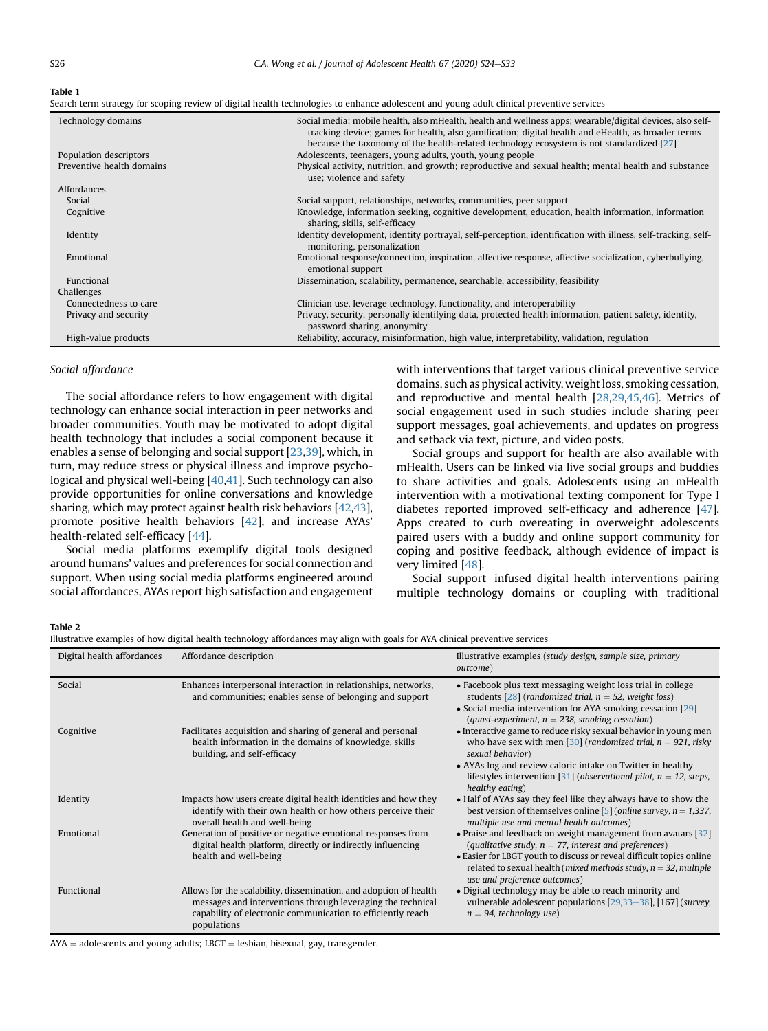**Table 1**

Search term strategy for scoping review of digital health technologies to enhance adolescent and young adult clinical preventive services

| | |
|---|---|
| Technology domains | Social media; mobile health, also mHealth, health and wellness apps; wearable/digital devices, also self-tracking device; games for health, also gamification; digital health and eHealth, as broader terms because the taxonomy of the health-related technology ecosystem is not standardized [27] |
| Population descriptors | Adolescents, teenagers, young adults, youth, young people |
| Preventive health domains | Physical activity, nutrition, and growth; reproductive and sexual health; mental health and substance use; violence and safety |
| Affordances | |
| Social | Social support, relationships, networks, communities, peer support |
| Cognitive | Knowledge, information seeking, cognitive development, education, health information, information sharing, skills, self-efficacy |
| Identity | Identity development, identity portrayal, self-perception, identification with illness, self-tracking, self-monitoring, personalization |
| Emotional | Emotional response/connection, inspiration, affective response, affective socialization, cyberbullying, emotional support |
| Functional | Dissemination, scalability, permanence, searchable, accessibility, feasibility |
| Challenges | |
| Connectedness to care | Clinician use, leverage technology, functionality, and interoperability |
| Privacy and security | Privacy, security, personally identifying data, protected health information, patient safety, identity, password sharing, anonymity |
| High-value products | Reliability, accuracy, misinformation, high value, interpretability, validation, regulation |

### Social affordance

The social affordance refers to how engagement with digital technology can enhance social interaction in peer networks and broader communities. Youth may be motivated to adopt digital health technology that includes a social component because it enables a sense of belonging and social support [23,39], which, in turn, may reduce stress or physical illness and improve psychological and physical well-being [40,41]. Such technology can also provide opportunities for online conversations and knowledge sharing, which may protect against health risk behaviors [42,43], promote positive health behaviors [42], and increase AYAs' health-related self-efficacy [44].

Social media platforms exemplify digital tools designed around humans' values and preferences for social connection and support. When using social media platforms engineered around social affordances, AYAs report high satisfaction and engagement with interventions that target various clinical preventive service domains, such as physical activity, weight loss, smoking cessation, and reproductive and mental health [28,29,45,46]. Metrics of social engagement used in such studies include sharing peer support messages, goal achievements, and updates on progress and setback via text, picture, and video posts.

Social groups and support for health are also available with mHealth. Users can be linked via live social groups and buddies to share activities and goals. Adolescents using an mHealth intervention with a motivational texting component for Type I diabetes reported improved self-efficacy and adherence [47]. Apps created to curb overeating in overweight adolescents paired users with a buddy and online support community for coping and positive feedback, although evidence of impact is very limited [48].

Social support–infused digital health interventions pairing multiple technology domains or coupling with traditional

**Table 2**

Illustrative examples of how digital health technology affordances may align with goals for AYA clinical preventive services

| Digital health affordances | Affordance description | Illustrative examples (*study design, sample size, primary outcome*) |
|---|---|---|
| Social | Enhances interpersonal interaction in relationships, networks, and communities; enables sense of belonging and support | • Facebook plus text messaging weight loss trial in college students [28] (*randomized trial, n = 52, weight loss*)<br>• Social media intervention for AYA smoking cessation [29] (*quasi-experiment, n = 238, smoking cessation*) |
| Cognitive | Facilitates acquisition and sharing of general and personal health information in the domains of knowledge, skills building, and self-efficacy | • Interactive game to reduce risky sexual behavior in young men who have sex with men [30] (*randomized trial, n = 921, risky sexual behavior*)<br>• AYAs log and review caloric intake on Twitter in healthy lifestyles intervention [31] (*observational pilot, n = 12, steps, healthy eating*) |
| Identity | Impacts how users create digital health identities and how they identify with their own health or how others perceive their overall health and well-being | • Half of AYAs say they feel like they always have to show the best version of themselves online [5] (*online survey, n = 1,337, multiple use and mental health outcomes*) |
| Emotional | Generation of positive or negative emotional responses from digital health platform, directly or indirectly influencing health and well-being | • Praise and feedback on weight management from avatars [32] (*qualitative study, n = 77, interest and preferences*)<br>• Easier for LBGT youth to discuss or reveal difficult topics online related to sexual health (*mixed methods study, n = 32, multiple use and preference outcomes*) |
| Functional | Allows for the scalability, dissemination, and adoption of health messages and interventions through leveraging the technical capability of electronic communication to efficiently reach populations | • Digital technology may be able to reach minority and vulnerable adolescent populations [29,33–38], [167] (*survey, n = 94, technology use*) |

AYA = adolescents and young adults; LBGT = lesbian, bisexual, gay, transgender.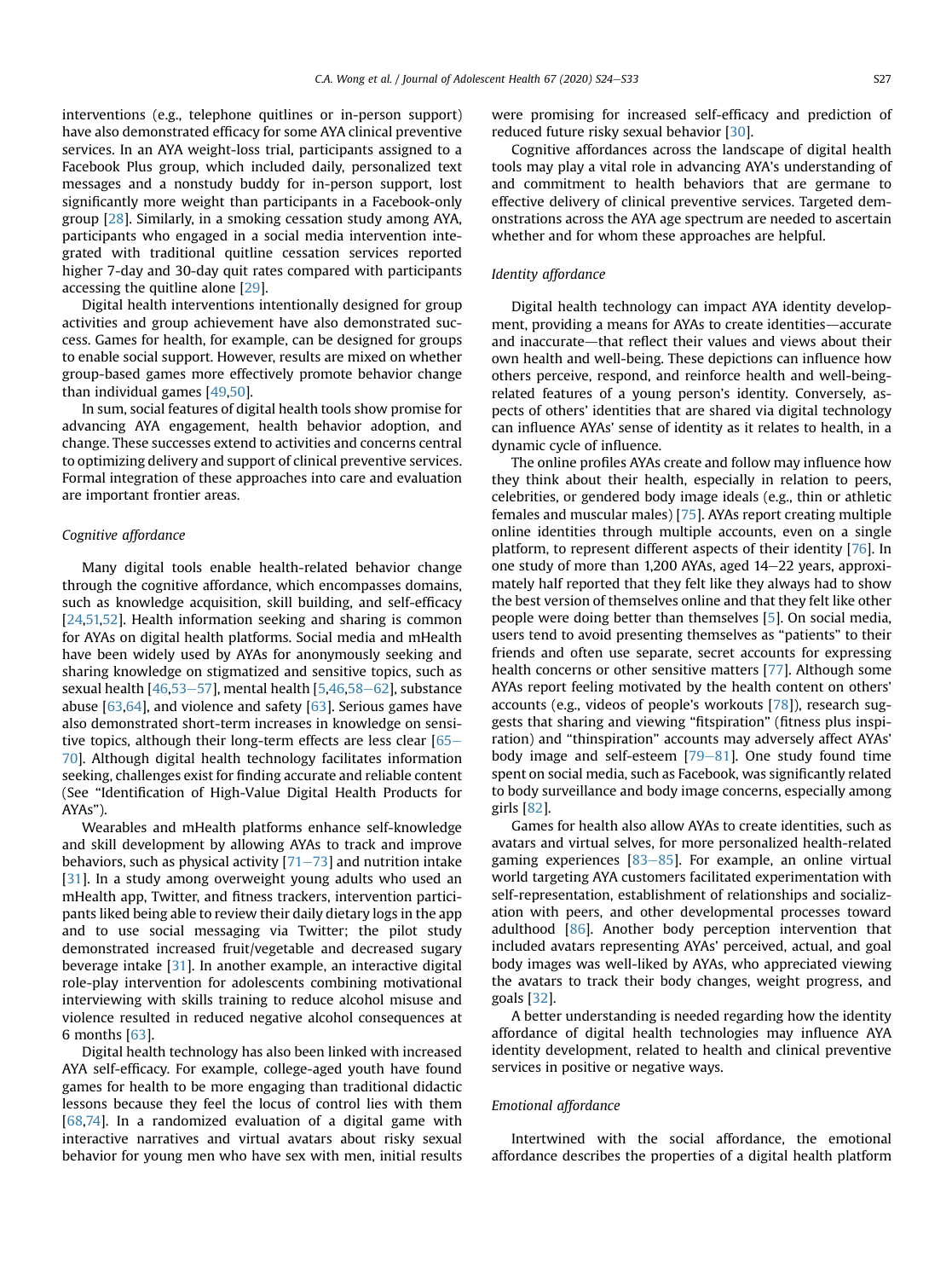interventions (e.g., telephone quitlines or in-person support) have also demonstrated efficacy for some AYA clinical preventive services. In an AYA weight-loss trial, participants assigned to a Facebook Plus group, which included daily, personalized text messages and a nonstudy buddy for in-person support, lost significantly more weight than participants in a Facebook-only group [28]. Similarly, in a smoking cessation study among AYA, participants who engaged in a social media intervention integrated with traditional quitline cessation services reported higher 7-day and 30-day quit rates compared with participants accessing the quitline alone [29].

Digital health interventions intentionally designed for group activities and group achievement have also demonstrated success. Games for health, for example, can be designed for groups to enable social support. However, results are mixed on whether group-based games more effectively promote behavior change than individual games [49,50].

In sum, social features of digital health tools show promise for advancing AYA engagement, health behavior adoption, and change. These successes extend to activities and concerns central to optimizing delivery and support of clinical preventive services. Formal integration of these approaches into care and evaluation are important frontier areas.

### Cognitive affordance

Many digital tools enable health-related behavior change through the cognitive affordance, which encompasses domains, such as knowledge acquisition, skill building, and self-efficacy [24,51,52]. Health information seeking and sharing is common for AYAs on digital health platforms. Social media and mHealth have been widely used by AYAs for anonymously seeking and sharing knowledge on stigmatized and sensitive topics, such as sexual health [46,53–57], mental health [5,46,58–62], substance abuse [63,64], and violence and safety [63]. Serious games have also demonstrated short-term increases in knowledge on sensitive topics, although their long-term effects are less clear [65–70]. Although digital health technology facilitates information seeking, challenges exist for finding accurate and reliable content (See "Identification of High-Value Digital Health Products for AYAs").

Wearables and mHealth platforms enhance self-knowledge and skill development by allowing AYAs to track and improve behaviors, such as physical activity [71–73] and nutrition intake [31]. In a study among overweight young adults who used an mHealth app, Twitter, and fitness trackers, intervention participants liked being able to review their daily dietary logs in the app and to use social messaging via Twitter; the pilot study demonstrated increased fruit/vegetable and decreased sugary beverage intake [31]. In another example, an interactive digital role-play intervention for adolescents combining motivational interviewing with skills training to reduce alcohol misuse and violence resulted in reduced negative alcohol consequences at 6 months [63].

Digital health technology has also been linked with increased AYA self-efficacy. For example, college-aged youth have found games for health to be more engaging than traditional didactic lessons because they feel the locus of control lies with them [68,74]. In a randomized evaluation of a digital game with interactive narratives and virtual avatars about risky sexual behavior for young men who have sex with men, initial results were promising for increased self-efficacy and prediction of reduced future risky sexual behavior [30].

Cognitive affordances across the landscape of digital health tools may play a vital role in advancing AYA's understanding of and commitment to health behaviors that are germane to effective delivery of clinical preventive services. Targeted demonstrations across the AYA age spectrum are needed to ascertain whether and for whom these approaches are helpful.

### Identity affordance

Digital health technology can impact AYA identity development, providing a means for AYAs to create identities—accurate and inaccurate—that reflect their values and views about their own health and well-being. These depictions can influence how others perceive, respond, and reinforce health and well-being-related features of a young person's identity. Conversely, aspects of others' identities that are shared via digital technology can influence AYAs' sense of identity as it relates to health, in a dynamic cycle of influence.

The online profiles AYAs create and follow may influence how they think about their health, especially in relation to peers, celebrities, or gendered body image ideals (e.g., thin or athletic females and muscular males) [75]. AYAs report creating multiple online identities through multiple accounts, even on a single platform, to represent different aspects of their identity [76]. In one study of more than 1,200 AYAs, aged 14–22 years, approximately half reported that they felt like they always had to show the best version of themselves online and that they felt like other people were doing better than themselves [5]. On social media, users tend to avoid presenting themselves as "patients" to their friends and often use separate, secret accounts for expressing health concerns or other sensitive matters [77]. Although some AYAs report feeling motivated by the health content on others' accounts (e.g., videos of people's workouts [78]), research suggests that sharing and viewing "fitspiration" (fitness plus inspiration) and "thinspiration" accounts may adversely affect AYAs' body image and self-esteem [79–81]. One study found time spent on social media, such as Facebook, was significantly related to body surveillance and body image concerns, especially among girls [82].

Games for health also allow AYAs to create identities, such as avatars and virtual selves, for more personalized health-related gaming experiences [83–85]. For example, an online virtual world targeting AYA customers facilitated experimentation with self-representation, establishment of relationships and socialization with peers, and other developmental processes toward adulthood [86]. Another body perception intervention that included avatars representing AYAs' perceived, actual, and goal body images was well-liked by AYAs, who appreciated viewing the avatars to track their body changes, weight progress, and goals [32].

A better understanding is needed regarding how the identity affordance of digital health technologies may influence AYA identity development, related to health and clinical preventive services in positive or negative ways.

### Emotional affordance

Intertwined with the social affordance, the emotional affordance describes the properties of a digital health platform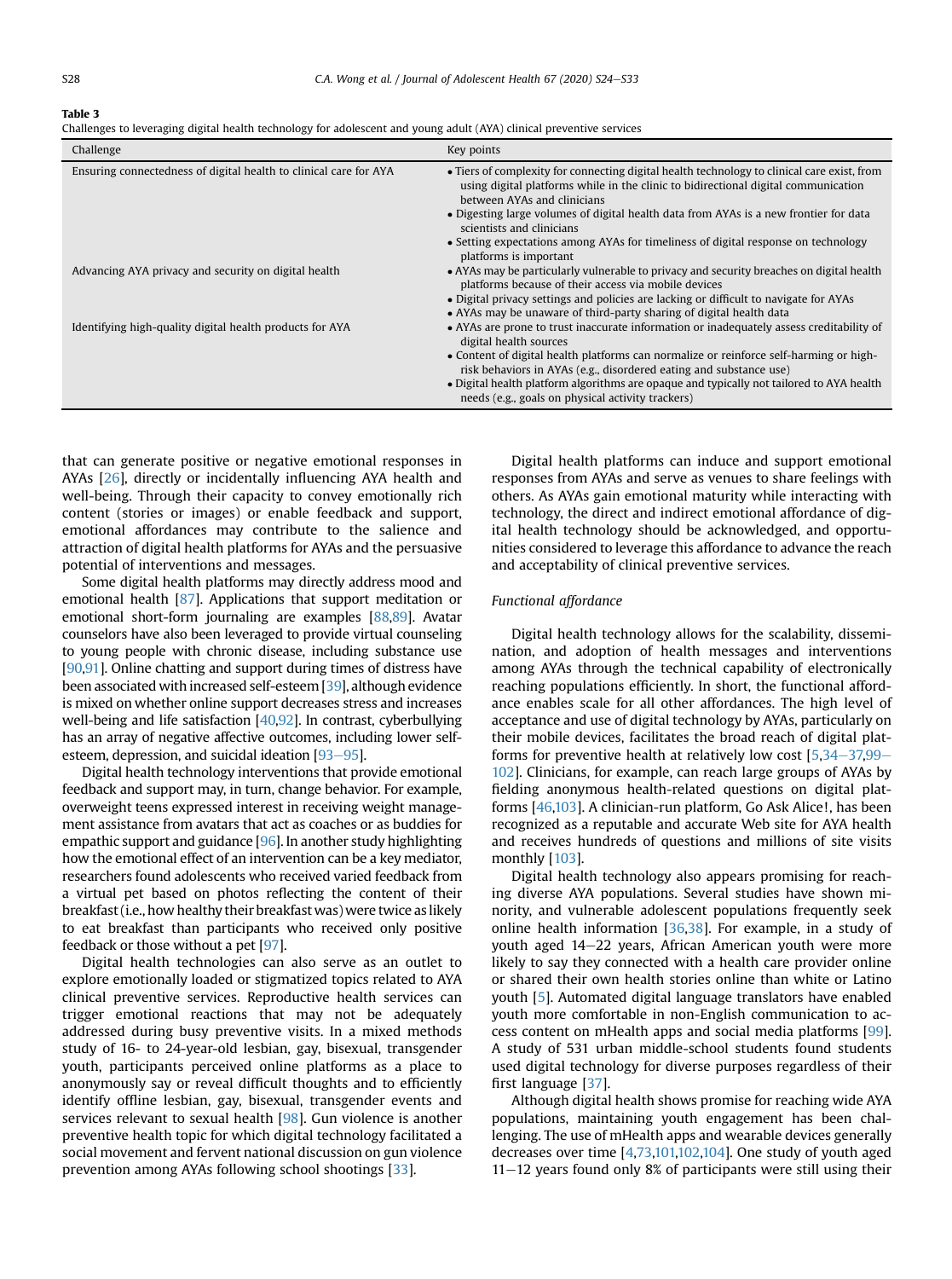**Table 3**

Challenges to leveraging digital health technology for adolescent and young adult (AYA) clinical preventive services

| Challenge | Key points |
| --- | --- |
| Ensuring connectedness of digital health to clinical care for AYA | • Tiers of complexity for connecting digital health technology to clinical care exist, from using digital platforms while in the clinic to bidirectional digital communication between AYAs and clinicians<br>• Digesting large volumes of digital health data from AYAs is a new frontier for data scientists and clinicians<br>• Setting expectations among AYAs for timeliness of digital response on technology platforms is important |
| Advancing AYA privacy and security on digital health | • AYAs may be particularly vulnerable to privacy and security breaches on digital health platforms because of their access via mobile devices<br>• Digital privacy settings and policies are lacking or difficult to navigate for AYAs<br>• AYAs may be unaware of third-party sharing of digital health data |
| Identifying high-quality digital health products for AYA | • AYAs are prone to trust inaccurate information or inadequately assess creditability of digital health sources<br>• Content of digital health platforms can normalize or reinforce self-harming or high-risk behaviors in AYAs (e.g., disordered eating and substance use)<br>• Digital health platform algorithms are opaque and typically not tailored to AYA health needs (e.g., goals on physical activity trackers) |

that can generate positive or negative emotional responses in AYAs [26], directly or incidentally influencing AYA health and well-being. Through their capacity to convey emotionally rich content (stories or images) or enable feedback and support, emotional affordances may contribute to the salience and attraction of digital health platforms for AYAs and the persuasive potential of interventions and messages.

Some digital health platforms may directly address mood and emotional health [87]. Applications that support meditation or emotional short-form journaling are examples [88,89]. Avatar counselors have also been leveraged to provide virtual counseling to young people with chronic disease, including substance use [90,91]. Online chatting and support during times of distress have been associated with increased self-esteem [39], although evidence is mixed on whether online support decreases stress and increases well-being and life satisfaction [40,92]. In contrast, cyberbullying has an array of negative affective outcomes, including lower self-esteem, depression, and suicidal ideation [93–95].

Digital health technology interventions that provide emotional feedback and support may, in turn, change behavior. For example, overweight teens expressed interest in receiving weight management assistance from avatars that act as coaches or as buddies for empathic support and guidance [96]. In another study highlighting how the emotional effect of an intervention can be a key mediator, researchers found adolescents who received varied feedback from a virtual pet based on photos reflecting the content of their breakfast (i.e., how healthy their breakfast was) were twice as likely to eat breakfast than participants who received only positive feedback or those without a pet [97].

Digital health technologies can also serve as an outlet to explore emotionally loaded or stigmatized topics related to AYA clinical preventive services. Reproductive health services can trigger emotional reactions that may not be adequately addressed during busy preventive visits. In a mixed methods study of 16- to 24-year-old lesbian, gay, bisexual, transgender youth, participants perceived online platforms as a place to anonymously say or reveal difficult thoughts and to efficiently identify offline lesbian, gay, bisexual, transgender events and services relevant to sexual health [98]. Gun violence is another preventive health topic for which digital technology facilitated a social movement and fervent national discussion on gun violence prevention among AYAs following school shootings [33].

Digital health platforms can induce and support emotional responses from AYAs and serve as venues to share feelings with others. As AYAs gain emotional maturity while interacting with technology, the direct and indirect emotional affordance of digital health technology should be acknowledged, and opportunities considered to leverage this affordance to advance the reach and acceptability of clinical preventive services.

*Functional affordance*

Digital health technology allows for the scalability, dissemination, and adoption of health messages and interventions among AYAs through the technical capability of electronically reaching populations efficiently. In short, the functional affordance enables scale for all other affordances. The high level of acceptance and use of digital technology by AYAs, particularly on their mobile devices, facilitates the broad reach of digital platforms for preventive health at relatively low cost [5,34–37,99–102]. Clinicians, for example, can reach large groups of AYAs by fielding anonymous health-related questions on digital platforms [46,103]. A clinician-run platform, Go Ask Alice!, has been recognized as a reputable and accurate Web site for AYA health and receives hundreds of questions and millions of site visits monthly [103].

Digital health technology also appears promising for reaching diverse AYA populations. Several studies have shown minority, and vulnerable adolescent populations frequently seek online health information [36,38]. For example, in a study of youth aged 14–22 years, African American youth were more likely to say they connected with a health care provider online or shared their own health stories online than white or Latino youth [5]. Automated digital language translators have enabled youth more comfortable in non-English communication to access content on mHealth apps and social media platforms [99]. A study of 531 urban middle-school students found students used digital technology for diverse purposes regardless of their first language [37].

Although digital health shows promise for reaching wide AYA populations, maintaining youth engagement has been challenging. The use of mHealth apps and wearable devices generally decreases over time [4,73,101,102,104]. One study of youth aged 11–12 years found only 8% of participants were still using their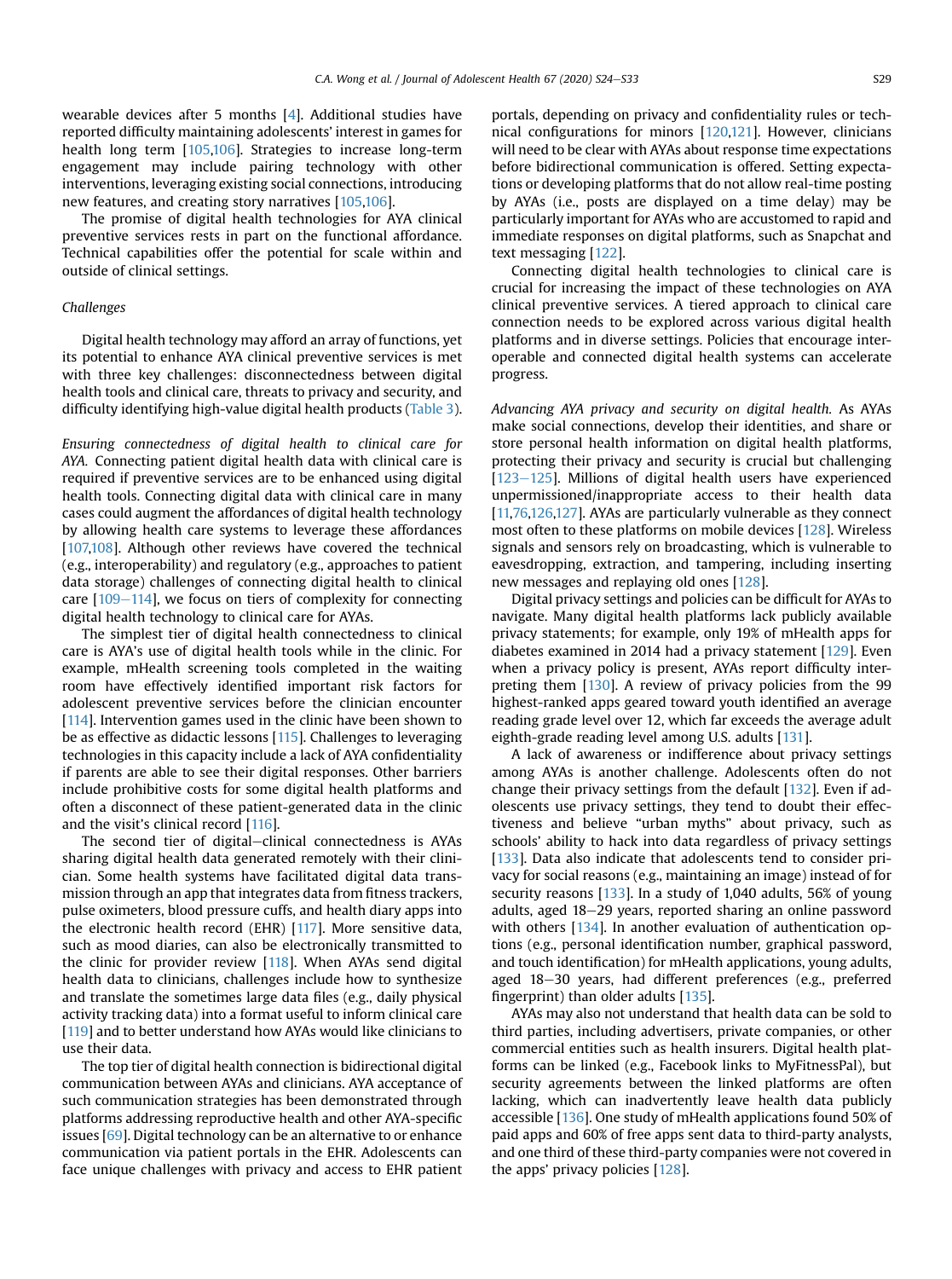wearable devices after 5 months [4]. Additional studies have reported difficulty maintaining adolescents' interest in games for health long term [105,106]. Strategies to increase long-term engagement may include pairing technology with other interventions, leveraging existing social connections, introducing new features, and creating story narratives [105,106].

The promise of digital health technologies for AYA clinical preventive services rests in part on the functional affordance. Technical capabilities offer the potential for scale within and outside of clinical settings.

### Challenges

Digital health technology may afford an array of functions, yet its potential to enhance AYA clinical preventive services is met with three key challenges: disconnectedness between digital health tools and clinical care, threats to privacy and security, and difficulty identifying high-value digital health products (Table 3).

*Ensuring connectedness of digital health to clinical care for AYA.* Connecting patient digital health data with clinical care is required if preventive services are to be enhanced using digital health tools. Connecting digital data with clinical care in many cases could augment the affordances of digital health technology by allowing health care systems to leverage these affordances [107,108]. Although other reviews have covered the technical (e.g., interoperability) and regulatory (e.g., approaches to patient data storage) challenges of connecting digital health to clinical care [109–114], we focus on tiers of complexity for connecting digital health technology to clinical care for AYAs.

The simplest tier of digital health connectedness to clinical care is AYA's use of digital health tools while in the clinic. For example, mHealth screening tools completed in the waiting room have effectively identified important risk factors for adolescent preventive services before the clinician encounter [114]. Intervention games used in the clinic have been shown to be as effective as didactic lessons [115]. Challenges to leveraging technologies in this capacity include a lack of AYA confidentiality if parents are able to see their digital responses. Other barriers include prohibitive costs for some digital health platforms and often a disconnect of these patient-generated data in the clinic and the visit's clinical record [116].

The second tier of digital–clinical connectedness is AYAs sharing digital health data generated remotely with their clinician. Some health systems have facilitated digital data transmission through an app that integrates data from fitness trackers, pulse oximeters, blood pressure cuffs, and health diary apps into the electronic health record (EHR) [117]. More sensitive data, such as mood diaries, can also be electronically transmitted to the clinic for provider review [118]. When AYAs send digital health data to clinicians, challenges include how to synthesize and translate the sometimes large data files (e.g., daily physical activity tracking data) into a format useful to inform clinical care [119] and to better understand how AYAs would like clinicians to use their data.

The top tier of digital health connection is bidirectional digital communication between AYAs and clinicians. AYA acceptance of such communication strategies has been demonstrated through platforms addressing reproductive health and other AYA-specific issues [69]. Digital technology can be an alternative to or enhance communication via patient portals in the EHR. Adolescents can face unique challenges with privacy and access to EHR patient portals, depending on privacy and confidentiality rules or technical configurations for minors [120,121]. However, clinicians will need to be clear with AYAs about response time expectations before bidirectional communication is offered. Setting expectations or developing platforms that do not allow real-time posting by AYAs (i.e., posts are displayed on a time delay) may be particularly important for AYAs who are accustomed to rapid and immediate responses on digital platforms, such as Snapchat and text messaging [122].

Connecting digital health technologies to clinical care is crucial for increasing the impact of these technologies on AYA clinical preventive services. A tiered approach to clinical care connection needs to be explored across various digital health platforms and in diverse settings. Policies that encourage interoperable and connected digital health systems can accelerate progress.

*Advancing AYA privacy and security on digital health.* As AYAs make social connections, develop their identities, and share or store personal health information on digital health platforms, protecting their privacy and security is crucial but challenging [123–125]. Millions of digital health users have experienced unpermissioned/inappropriate access to their health data [11,76,126,127]. AYAs are particularly vulnerable as they connect most often to these platforms on mobile devices [128]. Wireless signals and sensors rely on broadcasting, which is vulnerable to eavesdropping, extraction, and tampering, including inserting new messages and replaying old ones [128].

Digital privacy settings and policies can be difficult for AYAs to navigate. Many digital health platforms lack publicly available privacy statements; for example, only 19% of mHealth apps for diabetes examined in 2014 had a privacy statement [129]. Even when a privacy policy is present, AYAs report difficulty interpreting them [130]. A review of privacy policies from the 99 highest-ranked apps geared toward youth identified an average reading grade level over 12, which far exceeds the average adult eighth-grade reading level among U.S. adults [131].

A lack of awareness or indifference about privacy settings among AYAs is another challenge. Adolescents often do not change their privacy settings from the default [132]. Even if adolescents use privacy settings, they tend to doubt their effectiveness and believe "urban myths" about privacy, such as schools' ability to hack into data regardless of privacy settings [133]. Data also indicate that adolescents tend to consider privacy for social reasons (e.g., maintaining an image) instead of for security reasons [133]. In a study of 1,040 adults, 56% of young adults, aged 18–29 years, reported sharing an online password with others [134]. In another evaluation of authentication options (e.g., personal identification number, graphical password, and touch identification) for mHealth applications, young adults, aged 18–30 years, had different preferences (e.g., preferred fingerprint) than older adults [135].

AYAs may also not understand that health data can be sold to third parties, including advertisers, private companies, or other commercial entities such as health insurers. Digital health platforms can be linked (e.g., Facebook links to MyFitnessPal), but security agreements between the linked platforms are often lacking, which can inadvertently leave health data publicly accessible [136]. One study of mHealth applications found 50% of paid apps and 60% of free apps sent data to third-party analysts, and one third of these third-party companies were not covered in the apps' privacy policies [128].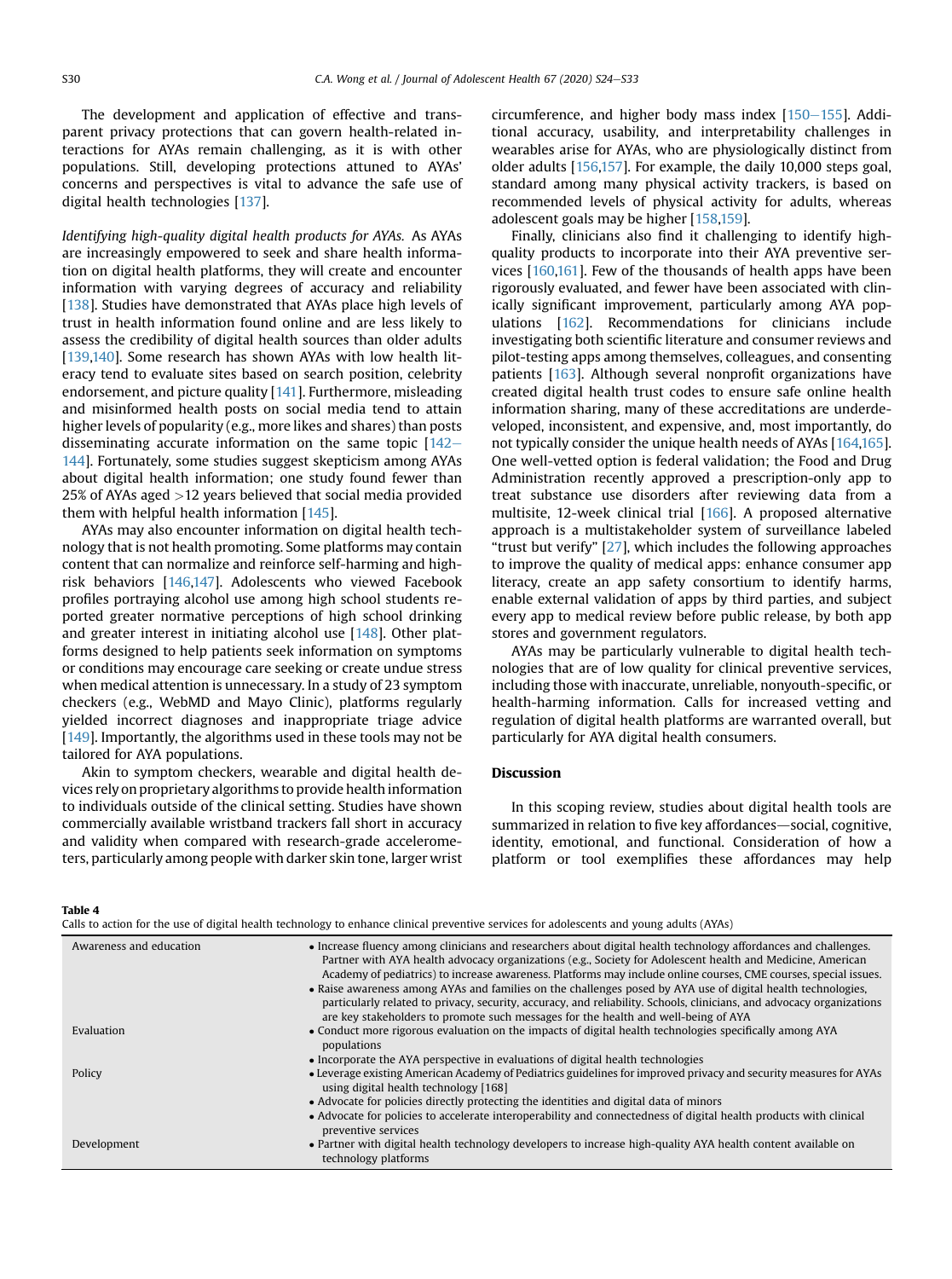The development and application of effective and transparent privacy protections that can govern health-related interactions for AYAs remain challenging, as it is with other populations. Still, developing protections attuned to AYAs' concerns and perspectives is vital to advance the safe use of digital health technologies [137].

*Identifying high-quality digital health products for AYAs.* As AYAs are increasingly empowered to seek and share health information on digital health platforms, they will create and encounter information with varying degrees of accuracy and reliability [138]. Studies have demonstrated that AYAs place high levels of trust in health information found online and are less likely to assess the credibility of digital health sources than older adults [139,140]. Some research has shown AYAs with low health literacy tend to evaluate sites based on search position, celebrity endorsement, and picture quality [141]. Furthermore, misleading and misinformed health posts on social media tend to attain higher levels of popularity (e.g., more likes and shares) than posts disseminating accurate information on the same topic [142–144]. Fortunately, some studies suggest skepticism among AYAs about digital health information; one study found fewer than 25% of AYAs aged >12 years believed that social media provided them with helpful health information [145].

AYAs may also encounter information on digital health technology that is not health promoting. Some platforms may contain content that can normalize and reinforce self-harming and high-risk behaviors [146,147]. Adolescents who viewed Facebook profiles portraying alcohol use among high school students reported greater normative perceptions of high school drinking and greater interest in initiating alcohol use [148]. Other platforms designed to help patients seek information on symptoms or conditions may encourage care seeking or create undue stress when medical attention is unnecessary. In a study of 23 symptom checkers (e.g., WebMD and Mayo Clinic), platforms regularly yielded incorrect diagnoses and inappropriate triage advice [149]. Importantly, the algorithms used in these tools may not be tailored for AYA populations.

Akin to symptom checkers, wearable and digital health devices rely on proprietary algorithms to provide health information to individuals outside of the clinical setting. Studies have shown commercially available wristband trackers fall short in accuracy and validity when compared with research-grade accelerometers, particularly among people with darker skin tone, larger wrist circumference, and higher body mass index [150–155]. Additional accuracy, usability, and interpretability challenges in wearables arise for AYAs, who are physiologically distinct from older adults [156,157]. For example, the daily 10,000 steps goal, standard among many physical activity trackers, is based on recommended levels of physical activity for adults, whereas adolescent goals may be higher [158,159].

Finally, clinicians also find it challenging to identify high-quality products to incorporate into their AYA preventive services [160,161]. Few of the thousands of health apps have been rigorously evaluated, and fewer have been associated with clinically significant improvement, particularly among AYA populations [162]. Recommendations for clinicians include investigating both scientific literature and consumer reviews and pilot-testing apps among themselves, colleagues, and consenting patients [163]. Although several nonprofit organizations have created digital health trust codes to ensure safe online health information sharing, many of these accreditations are underdeveloped, inconsistent, and expensive, and, most importantly, do not typically consider the unique health needs of AYAs [164,165]. One well-vetted option is federal validation; the Food and Drug Administration recently approved a prescription-only app to treat substance use disorders after reviewing data from a multisite, 12-week clinical trial [166]. A proposed alternative approach is a multistakeholder system of surveillance labeled "trust but verify" [27], which includes the following approaches to improve the quality of medical apps: enhance consumer app literacy, create an app safety consortium to identify harms, enable external validation of apps by third parties, and subject every app to medical review before public release, by both app stores and government regulators.

AYAs may be particularly vulnerable to digital health technologies that are of low quality for clinical preventive services, including those with inaccurate, unreliable, nonyouth-specific, or health-harming information. Calls for increased vetting and regulation of digital health platforms are warranted overall, but particularly for AYA digital health consumers.

## Discussion

In this scoping review, studies about digital health tools are summarized in relation to five key affordances—social, cognitive, identity, emotional, and functional. Consideration of how a platform or tool exemplifies these affordances may help

**Table 4**
Calls to action for the use of digital health technology to enhance clinical preventive services for adolescents and young adults (AYAs)

| | |
|---|---|
| Awareness and education | • Increase fluency among clinicians and researchers about digital health technology affordances and challenges. Partner with AYA health advocacy organizations (e.g., Society for Adolescent health and Medicine, American Academy of pediatrics) to increase awareness. Platforms may include online courses, CME courses, special issues.<br>• Raise awareness among AYAs and families on the challenges posed by AYA use of digital health technologies, particularly related to privacy, security, accuracy, and reliability. Schools, clinicians, and advocacy organizations are key stakeholders to promote such messages for the health and well-being of AYA |
| Evaluation | • Conduct more rigorous evaluation on the impacts of digital health technologies specifically among AYA populations<br>• Incorporate the AYA perspective in evaluations of digital health technologies |
| Policy | • Leverage existing American Academy of Pediatrics guidelines for improved privacy and security measures for AYAs using digital health technology [168]<br>• Advocate for policies directly protecting the identities and digital data of minors<br>• Advocate for policies to accelerate interoperability and connectedness of digital health products with clinical preventive services |
| Development | • Partner with digital health technology developers to increase high-quality AYA health content available on technology platforms |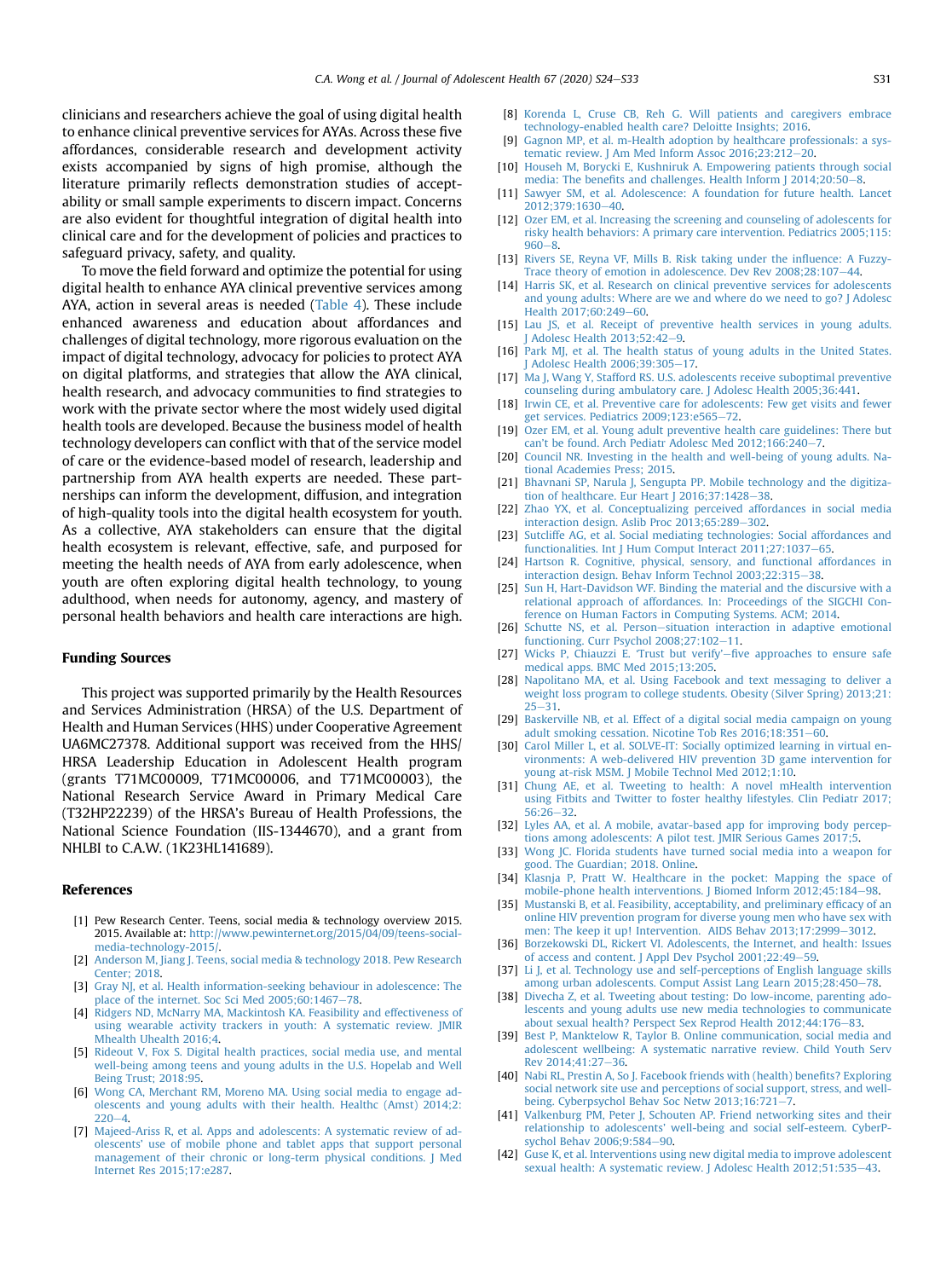clinicians and researchers achieve the goal of using digital health to enhance clinical preventive services for AYAs. Across these five affordances, considerable research and development activity exists accompanied by signs of high promise, although the literature primarily reflects demonstration studies of acceptability or small sample experiments to discern impact. Concerns are also evident for thoughtful integration of digital health into clinical care and for the development of policies and practices to safeguard privacy, safety, and quality.

To move the field forward and optimize the potential for using digital health to enhance AYA clinical preventive services among AYA, action in several areas is needed (Table 4). These include enhanced awareness and education about affordances and challenges of digital technology, more rigorous evaluation on the impact of digital technology, advocacy for policies to protect AYA on digital platforms, and strategies that allow the AYA clinical, health research, and advocacy communities to find strategies to work with the private sector where the most widely used digital health tools are developed. Because the business model of health technology developers can conflict with that of the service model of care or the evidence-based model of research, leadership and partnership from AYA health experts are needed. These partnerships can inform the development, diffusion, and integration of high-quality tools into the digital health ecosystem for youth. As a collective, AYA stakeholders can ensure that the digital health ecosystem is relevant, effective, safe, and purposed for meeting the health needs of AYA from early adolescence, when youth are often exploring digital health technology, to young adulthood, when needs for autonomy, agency, and mastery of personal health behaviors and health care interactions are high.

## Funding Sources

This project was supported primarily by the Health Resources and Services Administration (HRSA) of the U.S. Department of Health and Human Services (HHS) under Cooperative Agreement UA6MC27378. Additional support was received from the HHS/HRSA Leadership Education in Adolescent Health program (grants T71MC00009, T71MC00006, and T71MC00003), the National Research Service Award in Primary Medical Care (T32HP22239) of the HRSA's Bureau of Health Professions, the National Science Foundation (IIS-1344670), and a grant from NHLBI to C.A.W. (1K23HL141689).

## References

[1] Pew Research Center. Teens, social media & technology overview 2015. 2015. Available at: http://www.pewinternet.org/2015/04/09/teens-social-media-technology-2015/.

[2] Anderson M, Jiang J. Teens, social media & technology 2018. Pew Research Center; 2018.

[3] Gray NJ, et al. Health information-seeking behaviour in adolescence: The place of the internet. Soc Sci Med 2005;60:1467–78.

[4] Ridgers ND, McNarry MA, Mackintosh KA. Feasibility and effectiveness of using wearable activity trackers in youth: A systematic review. JMIR Mhealth Uhealth 2016;4.

[5] Rideout V, Fox S. Digital health practices, social media use, and mental well-being among teens and young adults in the U.S. Hopelab and Well Being Trust; 2018:95.

[6] Wong CA, Merchant RM, Moreno MA. Using social media to engage adolescents and young adults with their health. Healthc (Amst) 2014;2:220–4.

[7] Majeed-Ariss R, et al. Apps and adolescents: A systematic review of adolescents' use of mobile phone and tablet apps that support personal management of their chronic or long-term physical conditions. J Med Internet Res 2015;17:e287.

[8] Korenda L, Cruse CB, Reh G. Will patients and caregivers embrace technology-enabled health care? Deloitte Insights; 2016.

[9] Gagnon MP, et al. m-Health adoption by healthcare professionals: a systematic review. J Am Med Inform Assoc 2016;23:212–20.

[10] Househ M, Borycki E, Kushniruk A. Empowering patients through social media: The benefits and challenges. Health Inform J 2014;20:50–8.

[11] Sawyer SM, et al. Adolescence: A foundation for future health. Lancet 2012;379:1630–40.

[12] Ozer EM, et al. Increasing the screening and counseling of adolescents for risky health behaviors: A primary care intervention. Pediatrics 2005;115:960–8.

[13] Rivers SE, Reyna VF, Mills B. Risk taking under the influence: A Fuzzy-Trace theory of emotion in adolescence. Dev Rev 2008;28:107–44.

[14] Harris SK, et al. Research on clinical preventive services for adolescents and young adults: Where are we and where do we need to go? J Adolesc Health 2017;60:249–60.

[15] Lau JS, et al. Receipt of preventive health services in young adults. J Adolesc Health 2013;52:42–9.

[16] Park MJ, et al. The health status of young adults in the United States. J Adolesc Health 2006;39:305–17.

[17] Ma J, Wang Y, Stafford RS. U.S. adolescents receive suboptimal preventive counseling during ambulatory care. J Adolesc Health 2005;36:441.

[18] Irwin CE, et al. Preventive care for adolescents: Few get visits and fewer get services. Pediatrics 2009;123:e565–72.

[19] Ozer EM, et al. Young adult preventive health care guidelines: There but can't be found. Arch Pediatr Adolesc Med 2012;166:240–7.

[20] Council NR. Investing in the health and well-being of young adults. National Academies Press; 2015.

[21] Bhavnani SP, Narula J, Sengupta PP. Mobile technology and the digitization of healthcare. Eur Heart J 2016;37:1428–38.

[22] Zhao YX, et al. Conceptualizing perceived affordances in social media interaction design. Aslib Proc 2013;65:289–302.

[23] Sutcliffe AG, et al. Social mediating technologies: Social affordances and functionalities. Int J Hum Comput Interact 2011;27:1037–65.

[24] Hartson R. Cognitive, physical, sensory, and functional affordances in interaction design. Behav Inform Technol 2003;22:315–38.

[25] Sun H, Hart-Davidson WF. Binding the material and the discursive with a relational approach of affordances. In: Proceedings of the SIGCHI Conference on Human Factors in Computing Systems. ACM; 2014.

[26] Schutte NS, et al. Person–situation interaction in adaptive emotional functioning. Curr Psychol 2008;27:102–11.

[27] Wicks P, Chiauzzi E. 'Trust but verify'–five approaches to ensure safe medical apps. BMC Med 2015;13:205.

[28] Napolitano MA, et al. Using Facebook and text messaging to deliver a weight loss program to college students. Obesity (Silver Spring) 2013;21:25–31.

[29] Baskerville NB, et al. Effect of a digital social media campaign on young adult smoking cessation. Nicotine Tob Res 2016;18:351–60.

[30] Carol Miller L, et al. SOLVE-IT: Socially optimized learning in virtual environments: A web-delivered HIV prevention 3D game intervention for young at-risk MSM. J Mobile Technol Med 2012;1:10.

[31] Chung AE, et al. Tweeting to health: A novel mHealth intervention using Fitbits and Twitter to foster healthy lifestyles. Clin Pediatr 2017;56:26–32.

[32] Lyles AA, et al. A mobile, avatar-based app for improving body perceptions among adolescents: A pilot test. JMIR Serious Games 2017;5.

[33] Wong JC. Florida students have turned social media into a weapon for good. The Guardian; 2018. Online.

[34] Klasnja P, Pratt W. Healthcare in the pocket: Mapping the space of mobile-phone health interventions. J Biomed Inform 2012;45:184–98.

[35] Mustanski B, et al. Feasibility, acceptability, and preliminary efficacy of an online HIV prevention program for diverse young men who have sex with men: The keep it up! Intervention. AIDS Behav 2013;17:2999–3012.

[36] Borzekowski DL, Rickert VI. Adolescents, the Internet, and health: Issues of access and content. J Appl Dev Psychol 2001;22:49–59.

[37] Li J, et al. Technology use and self-perceptions of English language skills among urban adolescents. Comput Assist Lang Learn 2015;28:450–78.

[38] Divecha Z, et al. Tweeting about testing: Do low-income, parenting adolescents and young adults use new media technologies to communicate about sexual health? Perspect Sex Reprod Health 2012;44:176–83.

[39] Best P, Manktelow R, Taylor B. Online communication, social media and adolescent wellbeing: A systematic narrative review. Child Youth Serv Rev 2014;41:27–36.

[40] Nabi RL, Prestin A, So J. Facebook friends with (health) benefits? Exploring social network site use and perceptions of social support, stress, and well-being. Cyberpsychol Behav Soc Netw 2013;16:721–7.

[41] Valkenburg PM, Peter J, Schouten AP. Friend networking sites and their relationship to adolescents' well-being and social self-esteem. CyberPsychol Behav 2006;9:584–90.

[42] Guse K, et al. Interventions using new digital media to improve adolescent sexual health: A systematic review. J Adolesc Health 2012;51:535–43.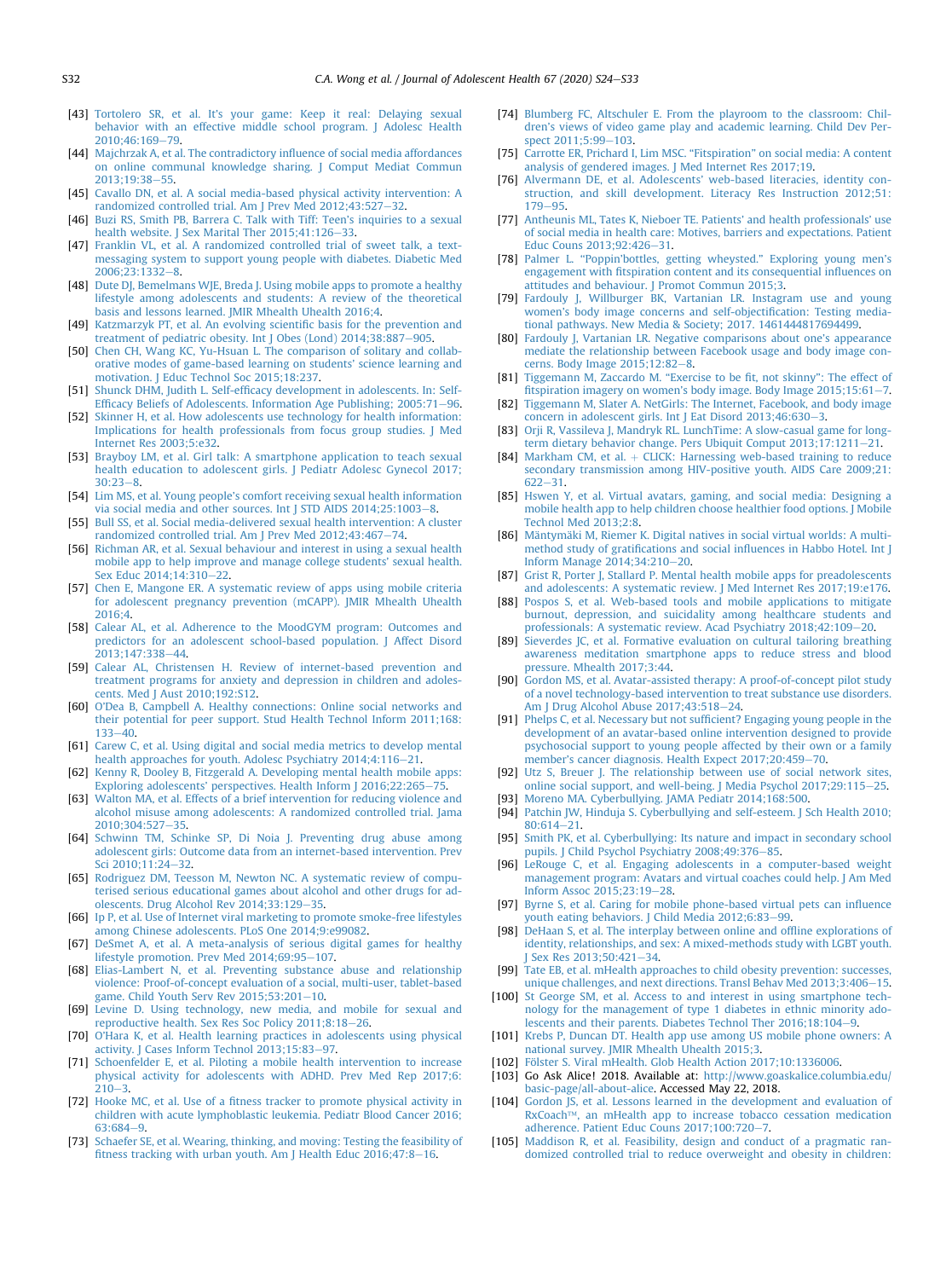[43] Tortolero SR, et al. It's your game: Keep it real: Delaying sexual behavior with an effective middle school program. J Adolesc Health 2010;46:169–79.

[44] Majchrzak A, et al. The contradictory influence of social media affordances on online communal knowledge sharing. J Comput Mediat Commun 2013;19:38–55.

[45] Cavallo DN, et al. A social media-based physical activity intervention: A randomized controlled trial. Am J Prev Med 2012;43:527–32.

[46] Buzi RS, Smith PB, Barrera C. Talk with Tiff: Teen's inquiries to a sexual health website. J Sex Marital Ther 2015;41:126–33.

[47] Franklin VL, et al. A randomized controlled trial of sweet talk, a text-messaging system to support young people with diabetes. Diabetic Med 2006;23:1332–8.

[48] Dute DJ, Bemelmans WJE, Breda J. Using mobile apps to promote a healthy lifestyle among adolescents and students: A review of the theoretical basis and lessons learned. JMIR Mhealth Uhealth 2016;4.

[49] Katzmarzyk PT, et al. An evolving scientific basis for the prevention and treatment of pediatric obesity. Int J Obes (Lond) 2014;38:887–905.

[50] Chen CH, Wang KC, Yu-Hsuan L. The comparison of solitary and collaborative modes of game-based learning on students' science learning and motivation. J Educ Technol Soc 2015;18:237.

[51] Shunck DHM, Judith L. Self-efficacy development in adolescents. In: Self-Efficacy Beliefs of Adolescents. Information Age Publishing; 2005:71–96.

[52] Skinner H, et al. How adolescents use technology for health information: Implications for health professionals from focus group studies. J Med Internet Res 2003;5:e32.

[53] Brayboy LM, et al. Girl talk: A smartphone application to teach sexual health education to adolescent girls. J Pediatr Adolesc Gynecol 2017;30:23–8.

[54] Lim MS, et al. Young people's comfort receiving sexual health information via social media and other sources. Int J STD AIDS 2014;25:1003–8.

[55] Bull SS, et al. Social media-delivered sexual health intervention: A cluster randomized controlled trial. Am J Prev Med 2012;43:467–74.

[56] Richman AR, et al. Sexual behaviour and interest in using a sexual health mobile app to help improve and manage college students' sexual health. Sex Educ 2014;14:310–22.

[57] Chen E, Mangone ER. A systematic review of apps using mobile criteria for adolescent pregnancy prevention (mCAPP). JMIR Mhealth Uhealth 2016;4.

[58] Calear AL, et al. Adherence to the MoodGYM program: Outcomes and predictors for an adolescent school-based population. J Affect Disord 2013;147:338–44.

[59] Calear AL, Christensen H. Review of internet-based prevention and treatment programs for anxiety and depression in children and adolescents. Med J Aust 2010;192:S12.

[60] O'Dea B, Campbell A. Healthy connections: Online social networks and their potential for peer support. Stud Health Technol Inform 2011;168:133–40.

[61] Carew C, et al. Using digital and social media metrics to develop mental health approaches for youth. Adolesc Psychiatry 2014;4:116–21.

[62] Kenny R, Dooley B, Fitzgerald A. Developing mental health mobile apps: Exploring adolescents' perspectives. Health Inform J 2016;22:265–75.

[63] Walton MA, et al. Effects of a brief intervention for reducing violence and alcohol misuse among adolescents: A randomized controlled trial. Jama 2010;304:527–35.

[64] Schwinn TM, Schinke SP, Di Noia J. Preventing drug abuse among adolescent girls: Outcome data from an internet-based intervention. Prev Sci 2010;11:24–32.

[65] Rodriguez DM, Teesson M, Newton NC. A systematic review of computerised serious educational games about alcohol and other drugs for adolescents. Drug Alcohol Rev 2014;33:129–35.

[66] Ip P, et al. Use of Internet viral marketing to promote smoke-free lifestyles among Chinese adolescents. PLoS One 2014;9:e99082.

[67] DeSmet A, et al. A meta-analysis of serious digital games for healthy lifestyle promotion. Prev Med 2014;69:95–107.

[68] Elias-Lambert N, et al. Preventing substance abuse and relationship violence: Proof-of-concept evaluation of a social, multi-user, tablet-based game. Child Youth Serv Rev 2015;53:201–10.

[69] Levine D. Using technology, new media, and mobile for sexual and reproductive health. Sex Res Soc Policy 2011;8:18–26.

[70] O'Hara K, et al. Health learning practices in adolescents using physical activity. J Cases Inform Technol 2013;15:83–97.

[71] Schoenfelder E, et al. Piloting a mobile health intervention to increase physical activity for adolescents with ADHD. Prev Med Rep 2017;6:210–3.

[72] Hooke MC, et al. Use of a fitness tracker to promote physical activity in children with acute lymphoblastic leukemia. Pediatr Blood Cancer 2016;63:684–9.

[73] Schaefer SE, et al. Wearing, thinking, and moving: Testing the feasibility of fitness tracking with urban youth. Am J Health Educ 2016;47:8–16.

[74] Blumberg FC, Altschuler E. From the playroom to the classroom: Children's views of video game play and academic learning. Child Dev Perspect 2011;5:99–103.

[75] Carrotte ER, Prichard I, Lim MSC. "Fitspiration" on social media: A content analysis of gendered images. J Med Internet Res 2017;19.

[76] Alvermann DE, et al. Adolescents' web-based literacies, identity construction, and skill development. Literacy Res Instruction 2012;51:179–95.

[77] Antheunis ML, Tates K, Nieboer TE. Patients' and health professionals' use of social media in health care: Motives, barriers and expectations. Patient Educ Couns 2013;92:426–31.

[78] Palmer L. "Poppin'bottles, getting wheysted." Exploring young men's engagement with fitspiration content and its consequential influences on attitudes and behaviour. J Promot Commun 2015;3.

[79] Fardouly J, Willburger BK, Vartanian LR. Instagram use and young women's body image concerns and self-objectification: Testing mediational pathways. New Media & Society; 2017. 1461444817694499.

[80] Fardouly J, Vartanian LR. Negative comparisons about one's appearance mediate the relationship between Facebook usage and body image concerns. Body Image 2015;12:82–8.

[81] Tiggemann M, Zaccardo M. "Exercise to be fit, not skinny": The effect of fitspiration imagery on women's body image. Body Image 2015;15:61–7.

[82] Tiggemann M, Slater A. NetGirls: The Internet, Facebook, and body image concern in adolescent girls. Int J Eat Disord 2013;46:630–3.

[83] Orji R, Vassileva J, Mandryk RL. LunchTime: A slow-casual game for long-term dietary behavior change. Pers Ubiquit Comput 2013;17:1211–21.

[84] Markham CM, et al. + CLICK: Harnessing web-based training to reduce secondary transmission among HIV-positive youth. AIDS Care 2009;21:622–31.

[85] Hswen Y, et al. Virtual avatars, gaming, and social media: Designing a mobile health app to help children choose healthier food options. J Mobile Technol Med 2013;2:8.

[86] Mäntymäki M, Riemer K. Digital natives in social virtual worlds: A multi-method study of gratifications and social influences in Habbo Hotel. Int J Inform Manage 2014;34:210–20.

[87] Grist R, Porter J, Stallard P. Mental health mobile apps for preadolescents and adolescents: A systematic review. J Med Internet Res 2017;19:e176.

[88] Pospos S, et al. Web-based tools and mobile applications to mitigate burnout, depression, and suicidality among healthcare students and professionals: A systematic review. Acad Psychiatry 2018;42:109–20.

[89] Sieverdes JC, et al. Formative evaluation on cultural tailoring breathing awareness meditation smartphone apps to reduce stress and blood pressure. Mhealth 2017;3:44.

[90] Gordon MS, et al. Avatar-assisted therapy: A proof-of-concept pilot study of a novel technology-based intervention to treat substance use disorders. Am J Drug Alcohol Abuse 2017;43:518–24.

[91] Phelps C, et al. Necessary but not sufficient? Engaging young people in the development of an avatar-based online intervention designed to provide psychosocial support to young people affected by their own or a family member's cancer diagnosis. Health Expect 2017;20:459–70.

[92] Utz S, Breuer J. The relationship between use of social network sites, online social support, and well-being. J Media Psychol 2017;29:115–25.

[93] Moreno MA. Cyberbullying. JAMA Pediatr 2014;168:500.

[94] Patchin JW, Hinduja S. Cyberbullying and self-esteem. J Sch Health 2010;80:614–21.

[95] Smith PK, et al. Cyberbullying: Its nature and impact in secondary school pupils. J Child Psychol Psychiatry 2008;49:376–85.

[96] LeRouge C, et al. Engaging adolescents in a computer-based weight management program: Avatars and virtual coaches could help. J Am Med Inform Assoc 2015;23:19–28.

[97] Byrne S, et al. Caring for mobile phone-based virtual pets can influence youth eating behaviors. J Child Media 2012;6:83–99.

[98] DeHaan S, et al. The interplay between online and offline explorations of identity, relationships, and sex: A mixed-methods study with LGBT youth. J Sex Res 2013;50:421–34.

[99] Tate EB, et al. mHealth approaches to child obesity prevention: successes, unique challenges, and next directions. Transl Behav Med 2013;3:406–15.

[100] St George SM, et al. Access to and interest in using smartphone technology for the management of type 1 diabetes in ethnic minority adolescents and their parents. Diabetes Technol Ther 2016;18:104–9.

[101] Krebs P, Duncan DT. Health app use among US mobile phone owners: A national survey. JMIR Mhealth Uhealth 2015;3.

[102] Fölster S. Viral mHealth. Glob Health Action 2017;10:1336006.

[103] Go Ask Alice! 2018. Available at: http://www.goaskalice.columbia.edu/basic-page/all-about-alice. Accessed May 22, 2018.

[104] Gordon JS, et al. Lessons learned in the development and evaluation of RxCoach™, an mHealth app to increase tobacco cessation medication adherence. Patient Educ Couns 2017;100:720–7.

[105] Maddison R, et al. Feasibility, design and conduct of a pragmatic randomized controlled trial to reduce overweight and obesity in children: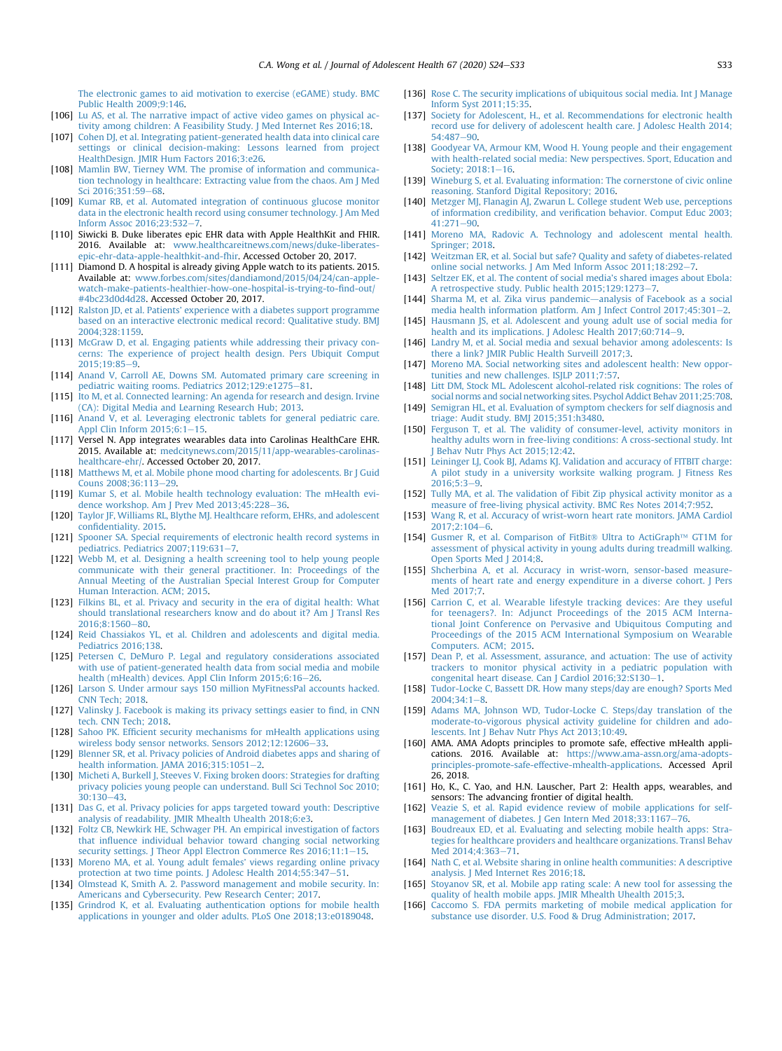The electronic games to aid motivation to exercise (eGAME) study. BMC Public Health 2009;9:146.

[106] Lu AS, et al. The narrative impact of active video games on physical activity among children: A Feasibility Study. J Med Internet Res 2016;18.

[107] Cohen DJ, et al. Integrating patient-generated health data into clinical care settings or clinical decision-making: Lessons learned from project HealthDesign. JMIR Hum Factors 2016;3:e26.

[108] Mamlin BW, Tierney WM. The promise of information and communication technology in healthcare: Extracting value from the chaos. Am J Med Sci 2016;351:59–68.

[109] Kumar RB, et al. Automated integration of continuous glucose monitor data in the electronic health record using consumer technology. J Am Med Inform Assoc 2016;23:532–7.

[110] Siwicki B. Duke liberates epic EHR data with Apple HealthKit and FHIR. 2016. Available at: www.healthcareitnews.com/news/duke-liberates-epic-ehr-data-apple-healthkit-and-fhir. Accessed October 20, 2017.

[111] Diamond D. A hospital is already giving Apple watch to its patients. 2015. Available at: www.forbes.com/sites/dandiamond/2015/04/24/can-apple-watch-make-patients-healthier-how-one-hospital-is-trying-to-find-out/#4bc23d0d4d28. Accessed October 20, 2017.

[112] Ralston JD, et al. Patients' experience with a diabetes support programme based on an interactive electronic medical record: Qualitative study. BMJ 2004;328:1159.

[113] McGraw D, et al. Engaging patients while addressing their privacy concerns: The experience of project health design. Pers Ubiquit Comput 2015;19:85–9.

[114] Anand V, Carroll AE, Downs SM. Automated primary care screening in pediatric waiting rooms. Pediatrics 2012;129:e1275–81.

[115] Ito M, et al. Connected learning: An agenda for research and design. Irvine (CA): Digital Media and Learning Research Hub; 2013.

[116] Anand V, et al. Leveraging electronic tablets for general pediatric care. Appl Clin Inform 2015;6:1–15.

[117] Versel N. App integrates wearables data into Carolinas HealthCare EHR. 2015. Available at: medcitynews.com/2015/11/app-wearables-carolinas-healthcare-ehr/. Accessed October 20, 2017.

[118] Matthews M, et al. Mobile phone mood charting for adolescents. Br J Guid Couns 2008;36:113–29.

[119] Kumar S, et al. Mobile health technology evaluation: The mHealth evidence workshop. Am J Prev Med 2013;45:228–36.

[120] Taylor JF, Williams RL, Blythe MJ. Healthcare reform, EHRs, and adolescent confidentiality. 2015.

[121] Spooner SA. Special requirements of electronic health record systems in pediatrics. Pediatrics 2007;119:631–7.

[122] Webb M, et al. Designing a health screening tool to help young people communicate with their general practitioner. In: Proceedings of the Annual Meeting of the Australian Special Interest Group for Computer Human Interaction. ACM; 2015.

[123] Filkins BL, et al. Privacy and security in the era of digital health: What should translational researchers know and do about it? Am J Transl Res 2016;8:1560–80.

[124] Reid Chassiakos YL, et al. Children and adolescents and digital media. Pediatrics 2016;138.

[125] Petersen C, DeMuro P. Legal and regulatory considerations associated with use of patient-generated health data from social media and mobile health (mHealth) devices. Appl Clin Inform 2015;6:16–26.

[126] Larson S. Under armour says 150 million MyFitnessPal accounts hacked. CNN Tech; 2018.

[127] Valinsky J. Facebook is making its privacy settings easier to find, in CNN tech. CNN Tech; 2018.

[128] Sahoo PK. Efficient security mechanisms for mHealth applications using wireless body sensor networks. Sensors 2012;12:12606–33.

[129] Blenner SR, et al. Privacy policies of Android diabetes apps and sharing of health information. JAMA 2016;315:1051–2.

[130] Micheti A, Burkell J, Steeves V. Fixing broken doors: Strategies for drafting privacy policies young people can understand. Bull Sci Technol Soc 2010;30:130–43.

[131] Das G, et al. Privacy policies for apps targeted toward youth: Descriptive analysis of readability. JMIR Mhealth Uhealth 2018;6:e3.

[132] Foltz CB, Newkirk HE, Schwager PH. An empirical investigation of factors that influence individual behavior toward changing social networking security settings. J Theor Appl Electron Commerce Res 2016;11:1–15.

[133] Moreno MA, et al. Young adult females' views regarding online privacy protection at two time points. J Adolesc Health 2014;55:347–51.

[134] Olmstead K, Smith A. 2. Password management and mobile security. In: Americans and Cybersecurity. Pew Research Center; 2017.

[135] Grindrod K, et al. Evaluating authentication options for mobile health applications in younger and older adults. PLoS One 2018;13:e0189048.

[136] Rose C. The security implications of ubiquitous social media. Int J Manage Inform Syst 2011;15:35.

[137] Society for Adolescent, H., et al. Recommendations for electronic health record use for delivery of adolescent health care. J Adolesc Health 2014;54:487–90.

[138] Goodyear VA, Armour KM, Wood H. Young people and their engagement with health-related social media: New perspectives. Sport, Education and Society; 2018:1–16.

[139] Wineburg S, et al. Evaluating information: The cornerstone of civic online reasoning. Stanford Digital Repository; 2016.

[140] Metzger MJ, Flanagin AJ, Zwarun L. College student Web use, perceptions of information credibility, and verification behavior. Comput Educ 2003;41:271–90.

[141] Moreno MA, Radovic A. Technology and adolescent mental health. Springer; 2018.

[142] Weitzman ER, et al. Social but safe? Quality and safety of diabetes-related online social networks. J Am Med Inform Assoc 2011;18:292–7.

[143] Seltzer EK, et al. The content of social media's shared images about Ebola: A retrospective study. Public health 2015;129:1273–7.

[144] Sharma M, et al. Zika virus pandemic—analysis of Facebook as a social media health information platform. Am J Infect Control 2017;45:301–2.

[145] Hausmann JS, et al. Adolescent and young adult use of social media for health and its implications. J Adolesc Health 2017;60:714–9.

[146] Landry M, et al. Social media and sexual behavior among adolescents: Is there a link? JMIR Public Health Surveill 2017;3.

[147] Moreno MA. Social networking sites and adolescent health: New opportunities and new challenges. ISJLP 2011;7:57.

[148] Litt DM, Stock ML. Adolescent alcohol-related risk cognitions: The roles of social norms and social networking sites. Psychol Addict Behav 2011;25:708.

[149] Semigran HL, et al. Evaluation of symptom checkers for self diagnosis and triage: Audit study. BMJ 2015;351:h3480.

[150] Ferguson T, et al. The validity of consumer-level, activity monitors in healthy adults worn in free-living conditions: A cross-sectional study. Int J Behav Nutr Phys Act 2015;12:42.

[151] Leininger LJ, Cook BJ, Adams KJ. Validation and accuracy of FITBIT charge: A pilot study in a university worksite walking program. J Fitness Res 2016;5:3–9.

[152] Tully MA, et al. The validation of Fibit Zip physical activity monitor as a measure of free-living physical activity. BMC Res Notes 2014;7:952.

[153] Wang R, et al. Accuracy of wrist-worn heart rate monitors. JAMA Cardiol 2017;2:104–6.

[154] Gusmer R, et al. Comparison of FitBit® Ultra to ActiGraph™ GT1M for assessment of physical activity in young adults during treadmill walking. Open Sports Med J 2014;8.

[155] Shcherbina A, et al. Accuracy in wrist-worn, sensor-based measurements of heart rate and energy expenditure in a diverse cohort. J Pers Med 2017;7.

[156] Carrion C, et al. Wearable lifestyle tracking devices: Are they useful for teenagers?. In: Adjunct Proceedings of the 2015 ACM International Joint Conference on Pervasive and Ubiquitous Computing and Proceedings of the 2015 ACM International Symposium on Wearable Computers. ACM; 2015.

[157] Dean P, et al. Assessment, assurance, and actuation: The use of activity trackers to monitor physical activity in a pediatric population with congenital heart disease. Can J Cardiol 2016;32:S130–1.

[158] Tudor-Locke C, Bassett DR. How many steps/day are enough? Sports Med 2004;34:1–8.

[159] Adams MA, Johnson WD, Tudor-Locke C. Steps/day translation of the moderate-to-vigorous physical activity guideline for children and adolescents. Int J Behav Nutr Phys Act 2013;10:49.

[160] AMA. AMA Adopts principles to promote safe, effective mHealth applications. 2016. Available at: https://www.ama-assn.org/ama-adopts-principles-promote-safe-effective-mhealth-applications. Accessed April 26, 2018.

[161] Ho, K., C. Yao, and H.N. Lauscher, Part 2: Health apps, wearables, and sensors: The advancing frontier of digital health.

[162] Veazie S, et al. Rapid evidence review of mobile applications for self-management of diabetes. J Gen Intern Med 2018;33:1167–76.

[163] Boudreaux ED, et al. Evaluating and selecting mobile health apps: Strategies for healthcare providers and healthcare organizations. Transl Behav Med 2014;4:363–71.

[164] Nath C, et al. Website sharing in online health communities: A descriptive analysis. J Med Internet Res 2016;18.

[165] Stoyanov SR, et al. Mobile app rating scale: A new tool for assessing the quality of health mobile apps. JMIR Mhealth Uhealth 2015;3.

[166] Caccomo S. FDA permits marketing of mobile medical application for substance use disorder. U.S. Food & Drug Administration; 2017.